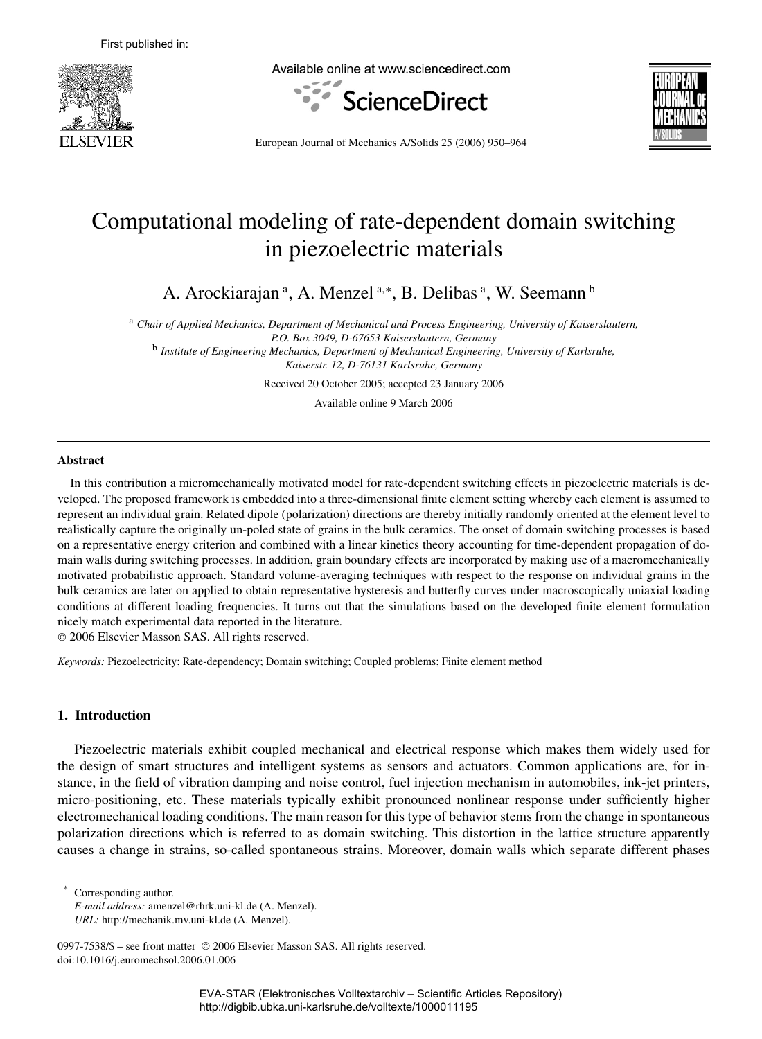First published in:

Available online at www.sciencedirect.com

ScienceDirect

European Journal of Mechanics A/Solids 25 (2006) 950–964

# Computational modeling of rate-dependent domain switching in piezoelectric materials

A. Arockiarajan [a], A. Menzel [a,*], B. Delibas [a], W. Seemann [b]

[a] *Chair of Applied Mechanics, Department of Mechanical and Process Engineering, University of Kaiserslautern, P.O. Box 3049, D-67653 Kaiserslautern, Germany*

[b] *Institute of Engineering Mechanics, Department of Mechanical Engineering, University of Karlsruhe, Kaiserstr. 12, D-76131 Karlsruhe, Germany*

Received 20 October 2005; accepted 23 January 2006

Available online 9 March 2006

## Abstract

In this contribution a micromechanically motivated model for rate-dependent switching effects in piezoelectric materials is developed. The proposed framework is embedded into a three-dimensional finite element setting whereby each element is assumed to represent an individual grain. Related dipole (polarization) directions are thereby initially randomly oriented at the element level to realistically capture the originally un-poled state of grains in the bulk ceramics. The onset of domain switching processes is based on a representative energy criterion and combined with a linear kinetics theory accounting for time-dependent propagation of domain walls during switching processes. In addition, grain boundary effects are incorporated by making use of a macromechanically motivated probabilistic approach. Standard volume-averaging techniques with respect to the response on individual grains in the bulk ceramics are later on applied to obtain representative hysteresis and butterfly curves under macroscopically uniaxial loading conditions at different loading frequencies. It turns out that the simulations based on the developed finite element formulation nicely match experimental data reported in the literature.

© 2006 Elsevier Masson SAS. All rights reserved.

*Keywords:* Piezoelectricity; Rate-dependency; Domain switching; Coupled problems; Finite element method

## 1. Introduction

Piezoelectric materials exhibit coupled mechanical and electrical response which makes them widely used for the design of smart structures and intelligent systems as sensors and actuators. Common applications are, for instance, in the field of vibration damping and noise control, fuel injection mechanism in automobiles, ink-jet printers, micro-positioning, etc. These materials typically exhibit pronounced nonlinear response under sufficiently higher electromechanical loading conditions. The main reason for this type of behavior stems from the change in spontaneous polarization directions which is referred to as domain switching. This distortion in the lattice structure apparently causes a change in strains, so-called spontaneous strains. Moreover, domain walls which separate different phases

---

* Corresponding author.
*E-mail address:* amenzel@rhrk.uni-kl.de (A. Menzel).
*URL:* http://mechanik.mv.uni-kl.de (A. Menzel).

0997-7538/$ – see front matter © 2006 Elsevier Masson SAS. All rights reserved.
doi:10.1016/j.euromechsol.2006.01.006

EVA-STAR (Elektronisches Volltextarchiv – Scientific Articles Repository)
http://digbib.ubka.uni-karlsruhe.de/volltexte/1000011195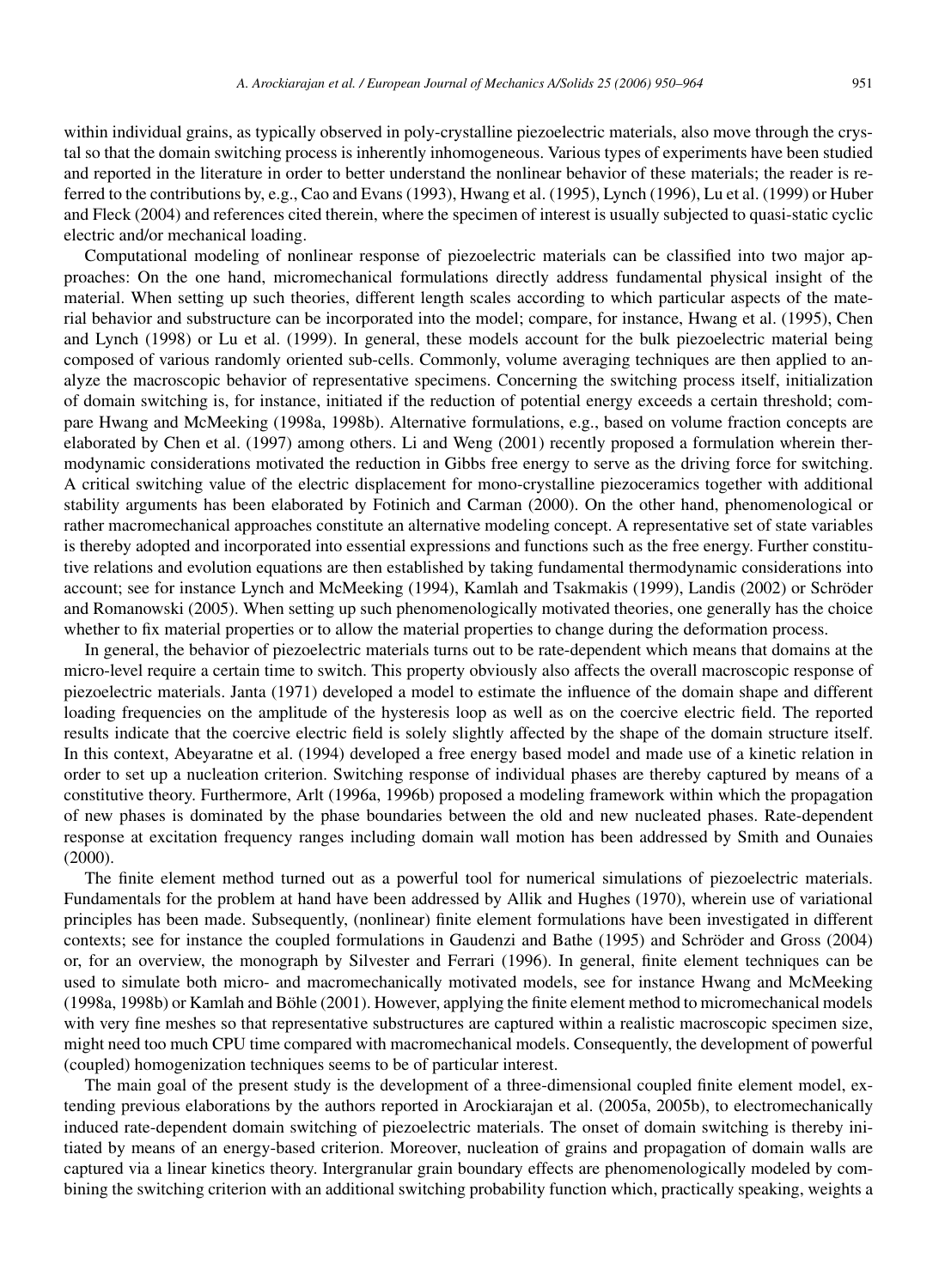within individual grains, as typically observed in poly-crystalline piezoelectric materials, also move through the crystal so that the domain switching process is inherently inhomogeneous. Various types of experiments have been studied and reported in the literature in order to better understand the nonlinear behavior of these materials; the reader is referred to the contributions by, e.g., Cao and Evans (1993), Hwang et al. (1995), Lynch (1996), Lu et al. (1999) or Huber and Fleck (2004) and references cited therein, where the specimen of interest is usually subjected to quasi-static cyclic electric and/or mechanical loading.

Computational modeling of nonlinear response of piezoelectric materials can be classified into two major approaches: On the one hand, micromechanical formulations directly address fundamental physical insight of the material. When setting up such theories, different length scales according to which particular aspects of the material behavior and substructure can be incorporated into the model; compare, for instance, Hwang et al. (1995), Chen and Lynch (1998) or Lu et al. (1999). In general, these models account for the bulk piezoelectric material being composed of various randomly oriented sub-cells. Commonly, volume averaging techniques are then applied to analyze the macroscopic behavior of representative specimens. Concerning the switching process itself, initialization of domain switching is, for instance, initiated if the reduction of potential energy exceeds a certain threshold; compare Hwang and McMeeking (1998a, 1998b). Alternative formulations, e.g., based on volume fraction concepts are elaborated by Chen et al. (1997) among others. Li and Weng (2001) recently proposed a formulation wherein thermodynamic considerations motivated the reduction in Gibbs free energy to serve as the driving force for switching. A critical switching value of the electric displacement for mono-crystalline piezoceramics together with additional stability arguments has been elaborated by Fotinich and Carman (2000). On the other hand, phenomenological or rather macromechanical approaches constitute an alternative modeling concept. A representative set of state variables is thereby adopted and incorporated into essential expressions and functions such as the free energy. Further constitutive relations and evolution equations are then established by taking fundamental thermodynamic considerations into account; see for instance Lynch and McMeeking (1994), Kamlah and Tsakmakis (1999), Landis (2002) or Schröder and Romanowski (2005). When setting up such phenomenologically motivated theories, one generally has the choice whether to fix material properties or to allow the material properties to change during the deformation process.

In general, the behavior of piezoelectric materials turns out to be rate-dependent which means that domains at the micro-level require a certain time to switch. This property obviously also affects the overall macroscopic response of piezoelectric materials. Janta (1971) developed a model to estimate the influence of the domain shape and different loading frequencies on the amplitude of the hysteresis loop as well as on the coercive electric field. The reported results indicate that the coercive electric field is solely slightly affected by the shape of the domain structure itself. In this context, Abeyaratne et al. (1994) developed a free energy based model and made use of a kinetic relation in order to set up a nucleation criterion. Switching response of individual phases are thereby captured by means of a constitutive theory. Furthermore, Arlt (1996a, 1996b) proposed a modeling framework within which the propagation of new phases is dominated by the phase boundaries between the old and new nucleated phases. Rate-dependent response at excitation frequency ranges including domain wall motion has been addressed by Smith and Ounaies (2000).

The finite element method turned out as a powerful tool for numerical simulations of piezoelectric materials. Fundamentals for the problem at hand have been addressed by Allik and Hughes (1970), wherein use of variational principles has been made. Subsequently, (nonlinear) finite element formulations have been investigated in different contexts; see for instance the coupled formulations in Gaudenzi and Bathe (1995) and Schröder and Gross (2004) or, for an overview, the monograph by Silvester and Ferrari (1996). In general, finite element techniques can be used to simulate both micro- and macromechanically motivated models, see for instance Hwang and McMeeking (1998a, 1998b) or Kamlah and Böhle (2001). However, applying the finite element method to micromechanical models with very fine meshes so that representative substructures are captured within a realistic macroscopic specimen size, might need too much CPU time compared with macromechanical models. Consequently, the development of powerful (coupled) homogenization techniques seems to be of particular interest.

The main goal of the present study is the development of a three-dimensional coupled finite element model, extending previous elaborations by the authors reported in Arockiarajan et al. (2005a, 2005b), to electromechanically induced rate-dependent domain switching of piezoelectric materials. The onset of domain switching is thereby initiated by means of an energy-based criterion. Moreover, nucleation of grains and propagation of domain walls are captured via a linear kinetics theory. Intergranular grain boundary effects are phenomenologically modeled by combining the switching criterion with an additional switching probability function which, practically speaking, weights a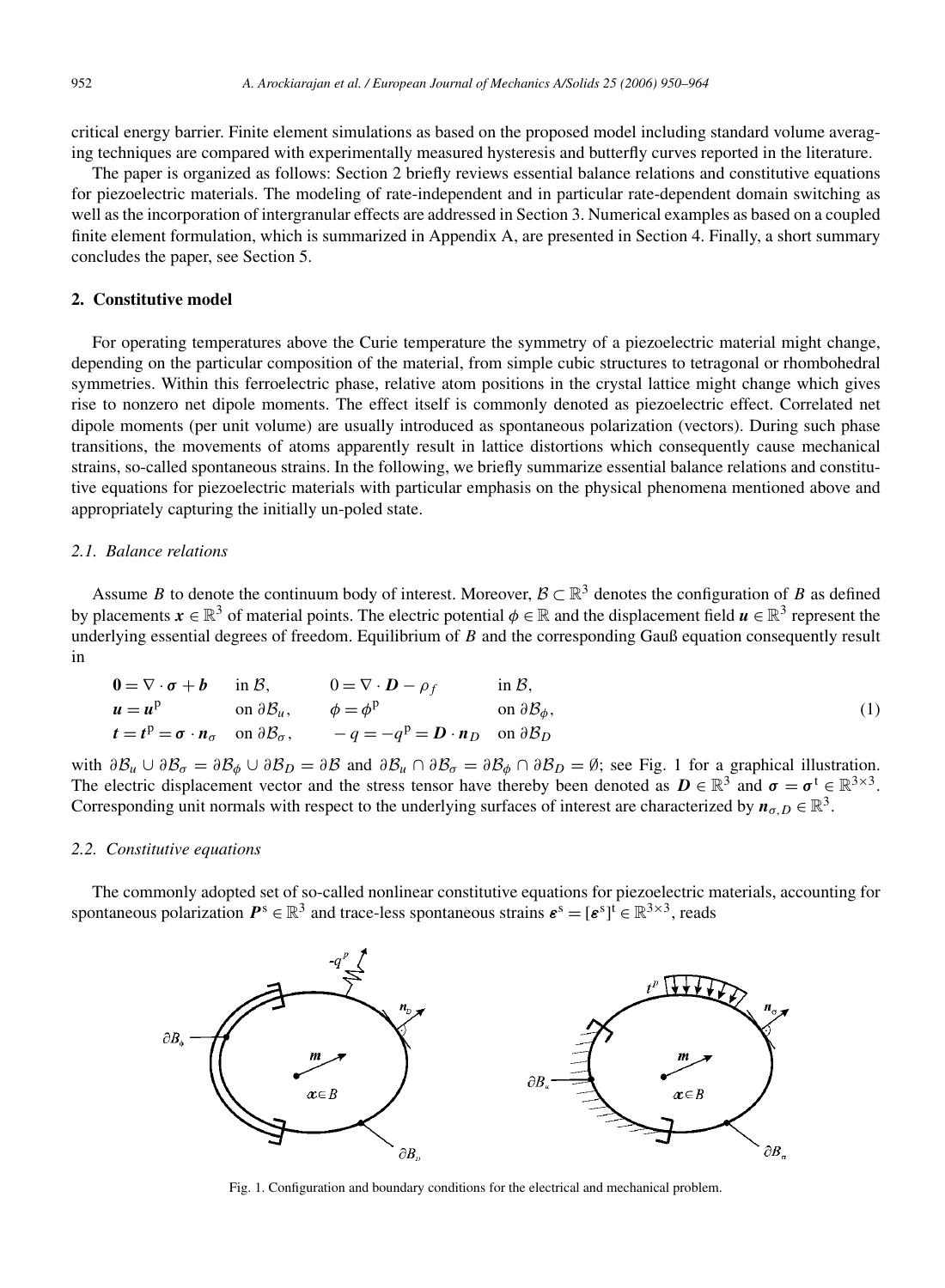critical energy barrier. Finite element simulations as based on the proposed model including standard volume averaging techniques are compared with experimentally measured hysteresis and butterfly curves reported in the literature.

The paper is organized as follows: Section 2 briefly reviews essential balance relations and constitutive equations for piezoelectric materials. The modeling of rate-independent and in particular rate-dependent domain switching as well as the incorporation of intergranular effects are addressed in Section 3. Numerical examples as based on a coupled finite element formulation, which is summarized in Appendix A, are presented in Section 4. Finally, a short summary concludes the paper, see Section 5.

## 2. Constitutive model

For operating temperatures above the Curie temperature the symmetry of a piezoelectric material might change, depending on the particular composition of the material, from simple cubic structures to tetragonal or rhombohedral symmetries. Within this ferroelectric phase, relative atom positions in the crystal lattice might change which gives rise to nonzero net dipole moments. The effect itself is commonly denoted as piezoelectric effect. Correlated net dipole moments (per unit volume) are usually introduced as spontaneous polarization (vectors). During such phase transitions, the movements of atoms apparently result in lattice distortions which consequently cause mechanical strains, so-called spontaneous strains. In the following, we briefly summarize essential balance relations and constitutive equations for piezoelectric materials with particular emphasis on the physical phenomena mentioned above and appropriately capturing the initially un-poled state.

### 2.1. Balance relations

Assume $B$ to denote the continuum body of interest. Moreover, $\mathcal{B} \subset \mathbb{R}^3$ denotes the configuration of $B$ as defined by placements $\boldsymbol{x} \in \mathbb{R}^3$ of material points. The electric potential $\phi \in \mathbb{R}$ and the displacement field $\boldsymbol{u} \in \mathbb{R}^3$ represent the underlying essential degrees of freedom. Equilibrium of $B$ and the corresponding Gauß equation consequently result in

$$
\begin{aligned}
&\boldsymbol{0} = \nabla \cdot \boldsymbol{\sigma} + \boldsymbol{b} \quad \text{in } \mathcal{B}, &&0 = \nabla \cdot \boldsymbol{D} - \rho_f \quad &&\text{in } \mathcal{B},\\
&\boldsymbol{u} = \boldsymbol{u}^{\mathrm{p}} \quad \text{on } \partial\mathcal{B}_u, &&\phi = \phi^{\mathrm{p}} &&\text{on } \partial\mathcal{B}_\phi,\\
&\boldsymbol{t} = \boldsymbol{t}^{\mathrm{p}} = \boldsymbol{\sigma} \cdot \boldsymbol{n}_\sigma \quad \text{on } \partial\mathcal{B}_\sigma, &&-q = -q^{\mathrm{p}} = \boldsymbol{D} \cdot \boldsymbol{n}_D &&\text{on } \partial\mathcal{B}_D
\end{aligned}
\tag{1}
$$

with $\partial\mathcal{B}_u \cup \partial\mathcal{B}_\sigma = \partial\mathcal{B}_\phi \cup \partial\mathcal{B}_D = \partial\mathcal{B}$ and $\partial\mathcal{B}_u \cap \partial\mathcal{B}_\sigma = \partial\mathcal{B}_\phi \cap \partial\mathcal{B}_D = \emptyset$; see Fig. 1 for a graphical illustration. The electric displacement vector and the stress tensor have thereby been denoted as $\boldsymbol{D} \in \mathbb{R}^3$ and $\boldsymbol{\sigma} = \boldsymbol{\sigma}^{\mathrm{t}} \in \mathbb{R}^{3\times3}$. Corresponding unit normals with respect to the underlying surfaces of interest are characterized by $\boldsymbol{n}_{\sigma,D} \in \mathbb{R}^3$.

### 2.2. Constitutive equations

The commonly adopted set of so-called nonlinear constitutive equations for piezoelectric materials, accounting for spontaneous polarization $\boldsymbol{P}^{\mathrm{s}} \in \mathbb{R}^3$ and trace-less spontaneous strains $\boldsymbol{\varepsilon}^{\mathrm{s}} = [\boldsymbol{\varepsilon}^{\mathrm{s}}]^{\mathrm{t}} \in \mathbb{R}^{3\times3}$, reads

Fig. 1. Configuration and boundary conditions for the electrical and mechanical problem.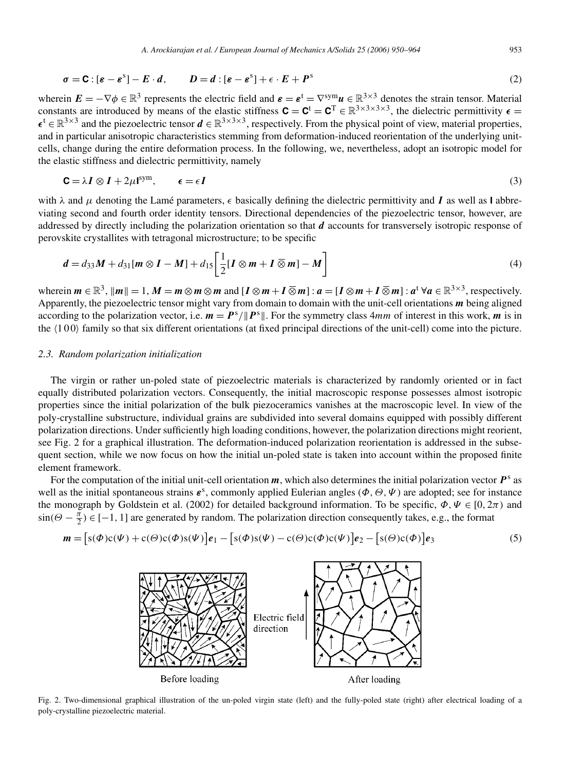$$\boldsymbol{\sigma} = \mathbf{C} : [\boldsymbol{\varepsilon} - \boldsymbol{\varepsilon}^{\mathrm{s}}] - \boldsymbol{E} \cdot \boldsymbol{d}, \qquad \boldsymbol{D} = \boldsymbol{d} : [\boldsymbol{\varepsilon} - \boldsymbol{\varepsilon}^{\mathrm{s}}] + \boldsymbol{\epsilon} \cdot \boldsymbol{E} + \boldsymbol{P}^{\mathrm{s}} \tag{2}$$

wherein $\boldsymbol{E} = -\nabla\phi \in \mathbb{R}^3$ represents the electric field and $\boldsymbol{\varepsilon} = \boldsymbol{\varepsilon}^{\mathrm{t}} = \nabla^{\mathrm{sym}}\boldsymbol{u} \in \mathbb{R}^{3\times3}$ denotes the strain tensor. Material constants are introduced by means of the elastic stiffness $\mathbf{C} = \mathbf{C}^{\mathrm{t}} = \mathbf{C}^{\mathrm{T}} \in \mathbb{R}^{3\times3\times3\times3}$, the dielectric permittivity $\boldsymbol{\epsilon} = \boldsymbol{\epsilon}^{\mathrm{t}} \in \mathbb{R}^{3\times3}$ and the piezoelectric tensor $\boldsymbol{d} \in \mathbb{R}^{3\times3\times3}$, respectively. From the physical point of view, material properties, and in particular anisotropic characteristics stemming from deformation-induced reorientation of the underlying unit-cells, change during the entire deformation process. In the following, we, nevertheless, adopt an isotropic model for the elastic stiffness and dielectric permittivity, namely

$$\mathbf{C} = \lambda \boldsymbol{I} \otimes \boldsymbol{I} + 2\mu \mathbf{I}^{\mathrm{sym}}, \qquad \boldsymbol{\epsilon} = \epsilon \boldsymbol{I} \tag{3}$$

with $\lambda$ and $\mu$ denoting the Lamé parameters, $\epsilon$ basically defining the dielectric permittivity and $\boldsymbol{I}$ as well as $\mathbf{I}$ abbreviating second and fourth order identity tensors. Directional dependencies of the piezoelectric tensor, however, are addressed by directly including the polarization orientation so that $\boldsymbol{d}$ accounts for transversely isotropic response of perovskite crystallites with tetragonal microstructure; to be specific

$$\boldsymbol{d} = d_{33}\boldsymbol{M} + d_{31}[\boldsymbol{m} \otimes \boldsymbol{I} - \boldsymbol{M}] + d_{15}\left[\frac{1}{2}[\boldsymbol{I} \otimes \boldsymbol{m} + \boldsymbol{I} \mathbin{\overline{\otimes}} \boldsymbol{m}] - \boldsymbol{M}\right] \tag{4}$$

wherein $\boldsymbol{m} \in \mathbb{R}^3$, $\|\boldsymbol{m}\| = 1$, $\boldsymbol{M} = \boldsymbol{m} \otimes \boldsymbol{m} \otimes \boldsymbol{m}$ and $[\boldsymbol{I} \otimes \boldsymbol{m} + \boldsymbol{I} \mathbin{\overline{\otimes}} \boldsymbol{m}] : \boldsymbol{a} = [\boldsymbol{I} \otimes \boldsymbol{m} + \boldsymbol{I} \mathbin{\overline{\otimes}} \boldsymbol{m}] : \boldsymbol{a}^{\mathrm{t}} \ \forall \boldsymbol{a} \in \mathbb{R}^{3\times3}$, respectively. Apparently, the piezoelectric tensor might vary from domain to domain with the unit-cell orientations $\boldsymbol{m}$ being aligned according to the polarization vector, i.e. $\boldsymbol{m} = \boldsymbol{P}^{\mathrm{s}}/\|\boldsymbol{P}^{\mathrm{s}}\|$. For the symmetry class $4mm$ of interest in this work, $\boldsymbol{m}$ is in the $\langle 1\,0\,0\rangle$ family so that six different orientations (at fixed principal directions of the unit-cell) come into the picture.

### 2.3. Random polarization initialization

The virgin or rather un-poled state of piezoelectric materials is characterized by randomly oriented or in fact equally distributed polarization vectors. Consequently, the initial macroscopic response possesses almost isotropic properties since the initial polarization of the bulk piezoceramics vanishes at the macroscopic level. In view of the poly-crystalline substructure, individual grains are subdivided into several domains equipped with possibly different polarization directions. Under sufficiently high loading conditions, however, the polarization directions might reorient, see Fig. 2 for a graphical illustration. The deformation-induced polarization reorientation is addressed in the subsequent section, while we now focus on how the initial un-poled state is taken into account within the proposed finite element framework.

For the computation of the initial unit-cell orientation $\boldsymbol{m}$, which also determines the initial polarization vector $\boldsymbol{P}^{\mathrm{s}}$ as well as the initial spontaneous strains $\boldsymbol{\varepsilon}^{\mathrm{s}}$, commonly applied Eulerian angles $(\Phi, \Theta, \Psi)$ are adopted; see for instance the monograph by Goldstein et al. (2002) for detailed background information. To be specific, $\Phi, \Psi \in [0, 2\pi)$ and $\sin(\Theta - \frac{\pi}{2}) \in [-1, 1]$ are generated by random. The polarization direction consequently takes, e.g., the format

$$\boldsymbol{m} = \big[\mathrm{s}(\Phi)\mathrm{c}(\Psi) + \mathrm{c}(\Theta)\mathrm{c}(\Phi)\mathrm{s}(\Psi)\big]\boldsymbol{e}_1 - \big[\mathrm{s}(\Phi)\mathrm{s}(\Psi) - \mathrm{c}(\Theta)\mathrm{c}(\Phi)\mathrm{c}(\Psi)\big]\boldsymbol{e}_2 - \big[\mathrm{s}(\Theta)\mathrm{c}(\Phi)\big]\boldsymbol{e}_3 \tag{5}$$

Fig. 2. Two-dimensional graphical illustration of the un-poled virgin state (left) and the fully-poled state (right) after electrical loading of a poly-crystalline piezoelectric material.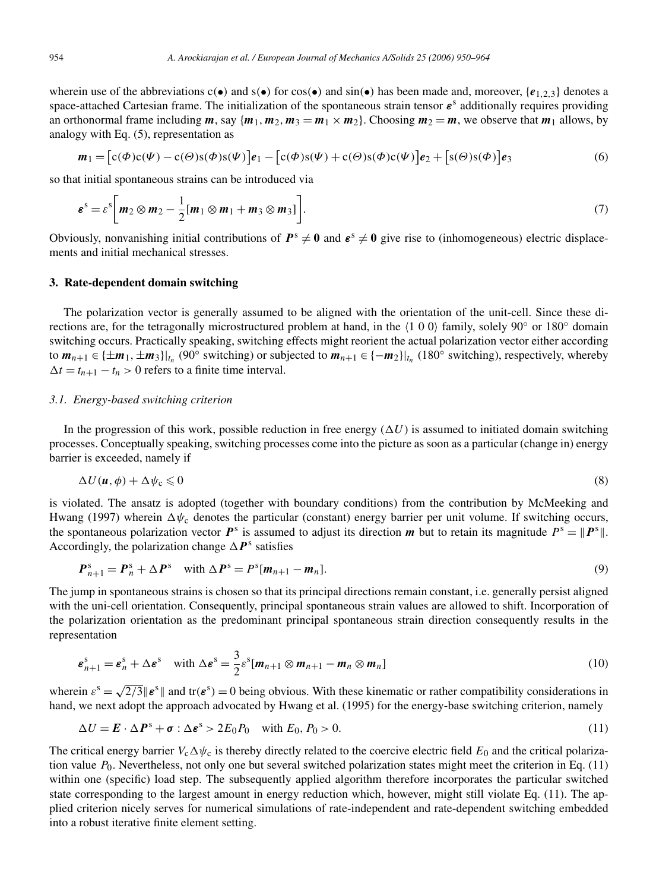wherein use of the abbreviations c(•) and s(•) for cos(•) and sin(•) has been made and, moreover, $\{\boldsymbol{e}_{1,2,3}\}$ denotes a space-attached Cartesian frame. The initialization of the spontaneous strain tensor $\boldsymbol{\varepsilon}^{\mathrm{s}}$ additionally requires providing an orthonormal frame including $\boldsymbol{m}$, say $\{\boldsymbol{m}_1, \boldsymbol{m}_2, \boldsymbol{m}_3 = \boldsymbol{m}_1 \times \boldsymbol{m}_2\}$. Choosing $\boldsymbol{m}_2 = \boldsymbol{m}$, we observe that $\boldsymbol{m}_1$ allows, by analogy with Eq. (5), representation as

$$\boldsymbol{m}_1 = \left[\mathrm{c}(\Phi)\mathrm{c}(\Psi) - \mathrm{c}(\Theta)\mathrm{s}(\Phi)\mathrm{s}(\Psi)\right]\boldsymbol{e}_1 - \left[\mathrm{c}(\Phi)\mathrm{s}(\Psi) + \mathrm{c}(\Theta)\mathrm{s}(\Phi)\mathrm{c}(\Psi)\right]\boldsymbol{e}_2 + \left[\mathrm{s}(\Theta)\mathrm{s}(\Phi)\right]\boldsymbol{e}_3 \tag{6}$$

so that initial spontaneous strains can be introduced via

$$\boldsymbol{\varepsilon}^{\mathrm{s}} = \varepsilon^{\mathrm{s}}\left[\boldsymbol{m}_2 \otimes \boldsymbol{m}_2 - \frac{1}{2}[\boldsymbol{m}_1 \otimes \boldsymbol{m}_1 + \boldsymbol{m}_3 \otimes \boldsymbol{m}_3]\right]. \tag{7}$$

Obviously, nonvanishing initial contributions of $\boldsymbol{P}^{\mathrm{s}} \neq \boldsymbol{0}$ and $\boldsymbol{\varepsilon}^{\mathrm{s}} \neq \boldsymbol{0}$ give rise to (inhomogeneous) electric displacements and initial mechanical stresses.

## 3. Rate-dependent domain switching

The polarization vector is generally assumed to be aligned with the orientation of the unit-cell. Since these directions are, for the tetragonally microstructured problem at hand, in the $\langle 1\ 0\ 0 \rangle$ family, solely 90° or 180° domain switching occurs. Practically speaking, switching effects might reorient the actual polarization vector either according to $\boldsymbol{m}_{n+1} \in \{\pm\boldsymbol{m}_1, \pm\boldsymbol{m}_3\}|_{t_n}$ (90° switching) or subjected to $\boldsymbol{m}_{n+1} \in \{-\boldsymbol{m}_2\}|_{t_n}$ (180° switching), respectively, whereby $\Delta t = t_{n+1} - t_n > 0$ refers to a finite time interval.

### *3.1. Energy-based switching criterion*

In the progression of this work, possible reduction in free energy ($\Delta U$) is assumed to initiated domain switching processes. Conceptually speaking, switching processes come into the picture as soon as a particular (change in) energy barrier is exceeded, namely if

$$\Delta U(\boldsymbol{u}, \phi) + \Delta\psi_{\mathrm{c}} \leqslant 0 \tag{8}$$

is violated. The ansatz is adopted (together with boundary conditions) from the contribution by McMeeking and Hwang (1997) wherein $\Delta\psi_{\mathrm{c}}$ denotes the particular (constant) energy barrier per unit volume. If switching occurs, the spontaneous polarization vector $\boldsymbol{P}^{\mathrm{s}}$ is assumed to adjust its direction $\boldsymbol{m}$ but to retain its magnitude $P^{\mathrm{s}} = \|\boldsymbol{P}^{\mathrm{s}}\|$. Accordingly, the polarization change $\Delta\boldsymbol{P}^{\mathrm{s}}$ satisfies

$$\boldsymbol{P}^{\mathrm{s}}_{n+1} = \boldsymbol{P}^{\mathrm{s}}_n + \Delta\boldsymbol{P}^{\mathrm{s}} \quad \text{with } \Delta\boldsymbol{P}^{\mathrm{s}} = P^{\mathrm{s}}[\boldsymbol{m}_{n+1} - \boldsymbol{m}_n]. \tag{9}$$

The jump in spontaneous strains is chosen so that its principal directions remain constant, i.e. generally persist aligned with the uni-cell orientation. Consequently, principal spontaneous strain values are allowed to shift. Incorporation of the polarization orientation as the predominant principal spontaneous strain direction consequently results in the representation

$$\boldsymbol{\varepsilon}^{\mathrm{s}}_{n+1} = \boldsymbol{\varepsilon}^{\mathrm{s}}_n + \Delta\boldsymbol{\varepsilon}^{\mathrm{s}} \quad \text{with } \Delta\boldsymbol{\varepsilon}^{\mathrm{s}} = \frac{3}{2}\varepsilon^{\mathrm{s}}[\boldsymbol{m}_{n+1} \otimes \boldsymbol{m}_{n+1} - \boldsymbol{m}_n \otimes \boldsymbol{m}_n] \tag{10}$$

wherein $\varepsilon^{\mathrm{s}} = \sqrt{2/3}\|\boldsymbol{\varepsilon}^{\mathrm{s}}\|$ and $\mathrm{tr}(\boldsymbol{\varepsilon}^{\mathrm{s}}) = 0$ being obvious. With these kinematic or rather compatibility considerations in hand, we next adopt the approach advocated by Hwang et al. (1995) for the energy-base switching criterion, namely

$$\Delta U = \boldsymbol{E} \cdot \Delta\boldsymbol{P}^{\mathrm{s}} + \boldsymbol{\sigma} : \Delta\boldsymbol{\varepsilon}^{\mathrm{s}} > 2E_0 P_0 \quad \text{with } E_0, P_0 > 0. \tag{11}$$

The critical energy barrier $V_{\mathrm{c}}\Delta\psi_{\mathrm{c}}$ is thereby directly related to the coercive electric field $E_0$ and the critical polarization value $P_0$. Nevertheless, not only one but several switched polarization states might meet the criterion in Eq. (11) within one (specific) load step. The subsequently applied algorithm therefore incorporates the particular switched state corresponding to the largest amount in energy reduction which, however, might still violate Eq. (11). The applied criterion nicely serves for numerical simulations of rate-independent and rate-dependent switching embedded into a robust iterative finite element setting.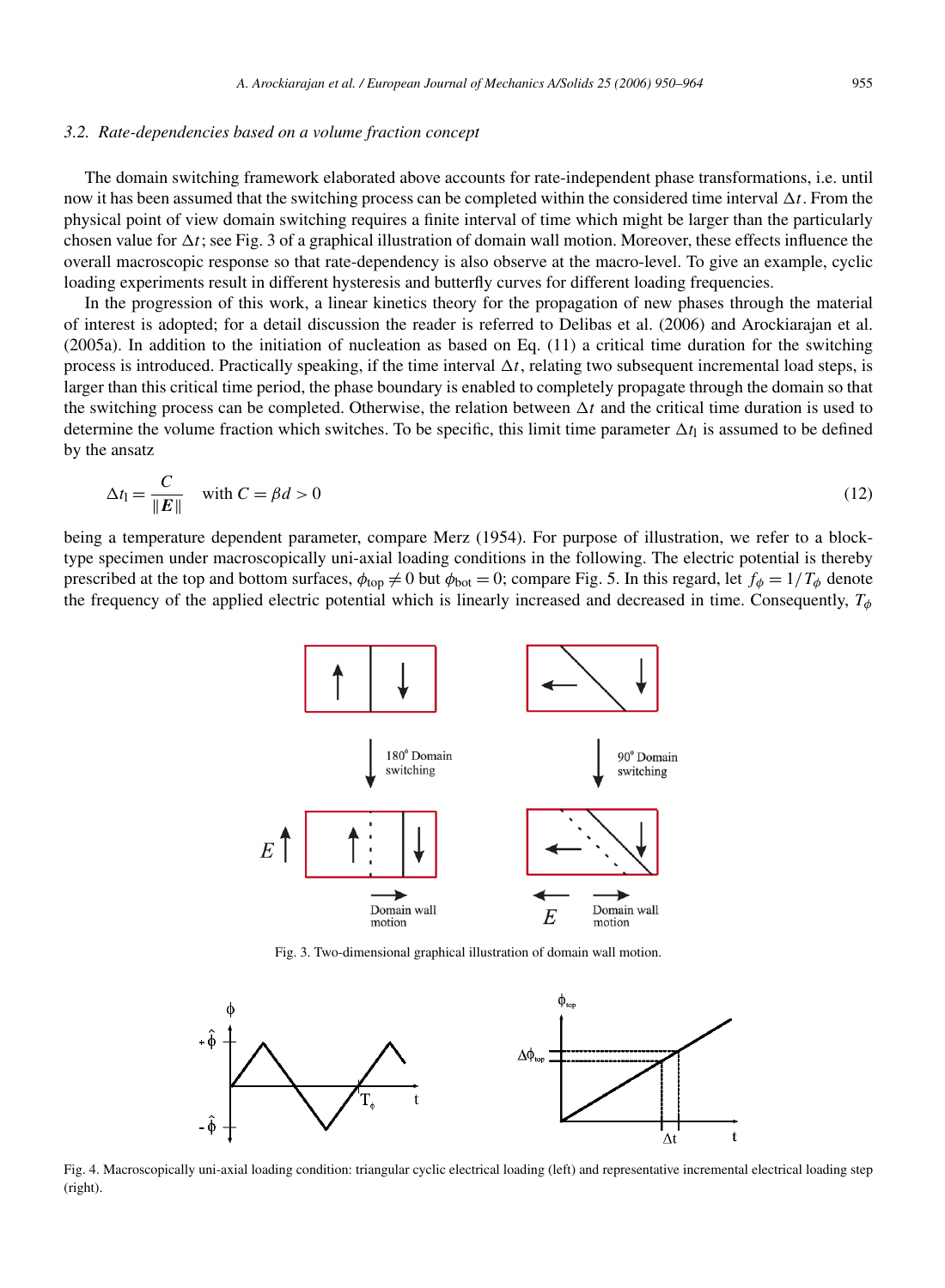### 3.2. Rate-dependencies based on a volume fraction concept

The domain switching framework elaborated above accounts for rate-independent phase transformations, i.e. until now it has been assumed that the switching process can be completed within the considered time interval $\Delta t$. From the physical point of view domain switching requires a finite interval of time which might be larger than the particularly chosen value for $\Delta t$; see Fig. 3 of a graphical illustration of domain wall motion. Moreover, these effects influence the overall macroscopic response so that rate-dependency is also observe at the macro-level. To give an example, cyclic loading experiments result in different hysteresis and butterfly curves for different loading frequencies.

In the progression of this work, a linear kinetics theory for the propagation of new phases through the material of interest is adopted; for a detail discussion the reader is referred to Delibas et al. (2006) and Arockiarajan et al. (2005a). In addition to the initiation of nucleation as based on Eq. (11) a critical time duration for the switching process is introduced. Practically speaking, if the time interval $\Delta t$, relating two subsequent incremental load steps, is larger than this critical time period, the phase boundary is enabled to completely propagate through the domain so that the switching process can be completed. Otherwise, the relation between $\Delta t$ and the critical time duration is used to determine the volume fraction which switches. To be specific, this limit time parameter $\Delta t_{\mathrm{l}}$ is assumed to be defined by the ansatz

$$\Delta t_{\mathrm{l}} = \frac{C}{\|\boldsymbol{E}\|} \quad \text{with } C = \beta d > 0 \tag{12}$$

being a temperature dependent parameter, compare Merz (1954). For purpose of illustration, we refer to a block-type specimen under macroscopically uni-axial loading conditions in the following. The electric potential is thereby prescribed at the top and bottom surfaces, $\phi_{\mathrm{top}} \neq 0$ but $\phi_{\mathrm{bot}} = 0$; compare Fig. 5. In this regard, let $f_\phi = 1/T_\phi$ denote the frequency of the applied electric potential which is linearly increased and decreased in time. Consequently, $T_\phi$

Fig. 3. Two-dimensional graphical illustration of domain wall motion.

Fig. 4. Macroscopically uni-axial loading condition: triangular cyclic electrical loading (left) and representative incremental electrical loading step (right).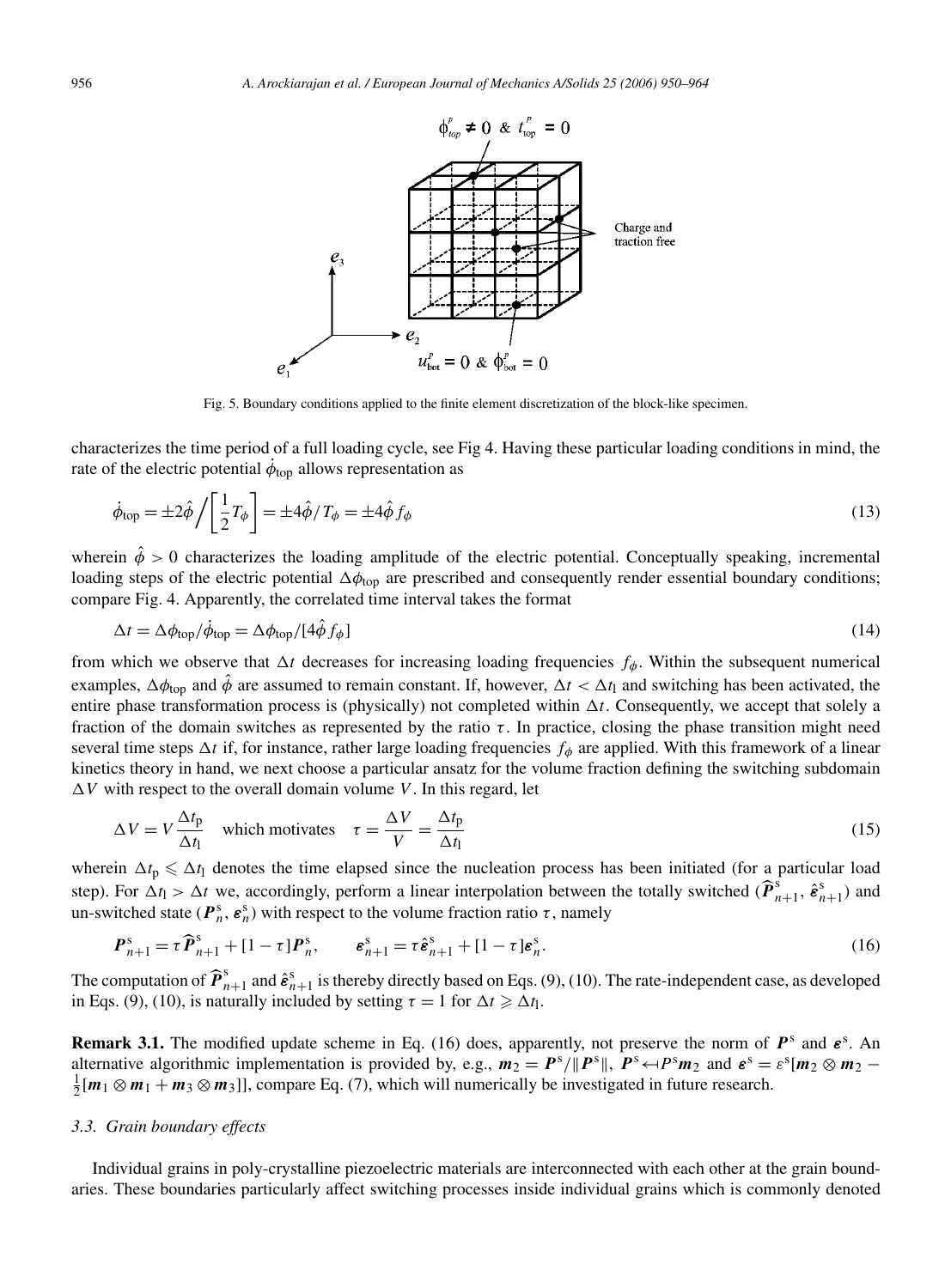Fig. 5. Boundary conditions applied to the finite element discretization of the block-like specimen.

characterizes the time period of a full loading cycle, see Fig 4. Having these particular loading conditions in mind, the rate of the electric potential $\dot{\phi}_{\text{top}}$ allows representation as

$$\dot{\phi}_{\text{top}} = \pm 2\hat{\phi} \Big/ \left[ \frac{1}{2} T_{\phi} \right] = \pm 4\hat{\phi}/T_{\phi} = \pm 4\hat{\phi} f_{\phi} \tag{13}$$

wherein $\hat{\phi} > 0$ characterizes the loading amplitude of the electric potential. Conceptually speaking, incremental loading steps of the electric potential $\Delta\phi_{\text{top}}$ are prescribed and consequently render essential boundary conditions; compare Fig. 4. Apparently, the correlated time interval takes the format

$$\Delta t = \Delta\phi_{\text{top}}/\dot{\phi}_{\text{top}} = \Delta\phi_{\text{top}}/[4\hat{\phi} f_{\phi}] \tag{14}$$

from which we observe that $\Delta t$ decreases for increasing loading frequencies $f_{\phi}$. Within the subsequent numerical examples, $\Delta\phi_{\text{top}}$ and $\hat{\phi}$ are assumed to remain constant. If, however, $\Delta t < \Delta t_{\text{l}}$ and switching has been activated, the entire phase transformation process is (physically) not completed within $\Delta t$. Consequently, we accept that solely a fraction of the domain switches as represented by the ratio $\tau$. In practice, closing the phase transition might need several time steps $\Delta t$ if, for instance, rather large loading frequencies $f_{\phi}$ are applied. With this framework of a linear kinetics theory in hand, we next choose a particular ansatz for the volume fraction defining the switching subdomain $\Delta V$ with respect to the overall domain volume $V$. In this regard, let

$$\Delta V = V \frac{\Delta t_{\text{p}}}{\Delta t_{\text{l}}} \quad \text{which motivates} \quad \tau = \frac{\Delta V}{V} = \frac{\Delta t_{\text{p}}}{\Delta t_{\text{l}}} \tag{15}$$

wherein $\Delta t_{\text{p}} \leqslant \Delta t_{\text{l}}$ denotes the time elapsed since the nucleation process has been initiated (for a particular load step). For $\Delta t_{\text{l}} > \Delta t$ we, accordingly, perform a linear interpolation between the totally switched ($\widehat{\boldsymbol{P}}^{\text{s}}_{n+1}$, $\hat{\boldsymbol{\varepsilon}}^{\text{s}}_{n+1}$) and un-switched state ($\boldsymbol{P}^{\text{s}}_{n}$, $\boldsymbol{\varepsilon}^{\text{s}}_{n}$) with respect to the volume fraction ratio $\tau$, namely

$$\boldsymbol{P}^{\text{s}}_{n+1} = \tau \widehat{\boldsymbol{P}}^{\text{s}}_{n+1} + [1 - \tau]\boldsymbol{P}^{\text{s}}_{n}, \qquad \boldsymbol{\varepsilon}^{\text{s}}_{n+1} = \tau \hat{\boldsymbol{\varepsilon}}^{\text{s}}_{n+1} + [1 - \tau]\boldsymbol{\varepsilon}^{\text{s}}_{n}. \tag{16}$$

The computation of $\widehat{\boldsymbol{P}}^{\text{s}}_{n+1}$ and $\hat{\boldsymbol{\varepsilon}}^{\text{s}}_{n+1}$ is thereby directly based on Eqs. (9), (10). The rate-independent case, as developed in Eqs. (9), (10), is naturally included by setting $\tau = 1$ for $\Delta t \geqslant \Delta t_{\text{l}}$.

**Remark 3.1.** The modified update scheme in Eq. (16) does, apparently, not preserve the norm of $\boldsymbol{P}^{\text{s}}$ and $\boldsymbol{\varepsilon}^{\text{s}}$. An alternative algorithmic implementation is provided by, e.g., $\boldsymbol{m}_2 = \boldsymbol{P}^{\text{s}}/\|\boldsymbol{P}^{\text{s}}\|$, $\boldsymbol{P}^{\text{s}} \leftarrow P^{\text{s}}\boldsymbol{m}_2$ and $\boldsymbol{\varepsilon}^{\text{s}} = \varepsilon^{\text{s}}[\boldsymbol{m}_2 \otimes \boldsymbol{m}_2 - \frac{1}{2}[\boldsymbol{m}_1 \otimes \boldsymbol{m}_1 + \boldsymbol{m}_3 \otimes \boldsymbol{m}_3]]$, compare Eq. (7), which will numerically be investigated in future research.

### 3.3. Grain boundary effects

Individual grains in poly-crystalline piezoelectric materials are interconnected with each other at the grain boundaries. These boundaries particularly affect switching processes inside individual grains which is commonly denoted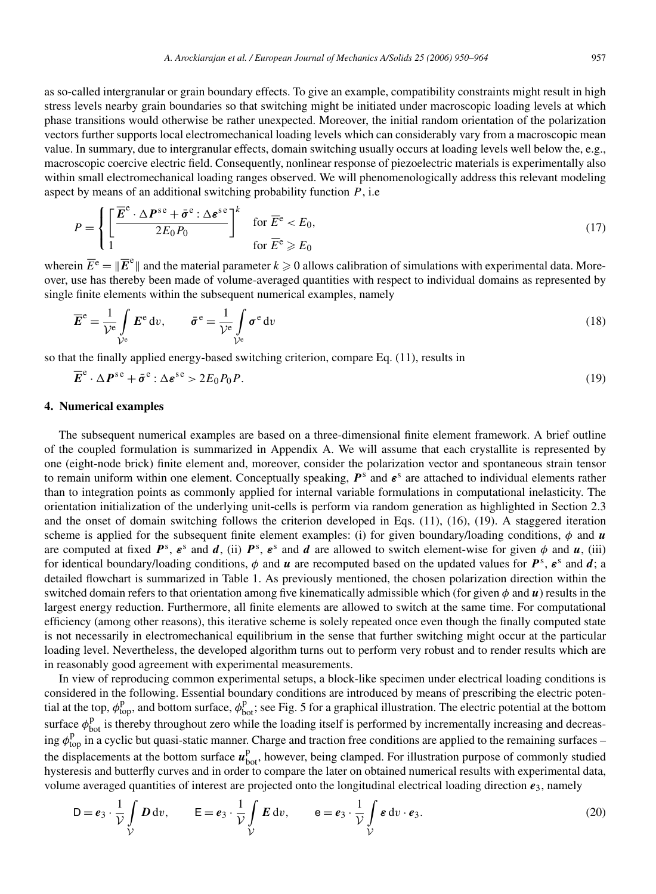as so-called intergranular or grain boundary effects. To give an example, compatibility constraints might result in high stress levels nearby grain boundaries so that switching might be initiated under macroscopic loading levels at which phase transitions would otherwise be rather unexpected. Moreover, the initial random orientation of the polarization vectors further supports local electromechanical loading levels which can considerably vary from a macroscopic mean value. In summary, due to intergranular effects, domain switching usually occurs at loading levels well below the, e.g., macroscopic coercive electric field. Consequently, nonlinear response of piezoelectric materials is experimentally also within small electromechanical loading ranges observed. We will phenomenologically address this relevant modeling aspect by means of an additional switching probability function $P$, i.e

$$P = \begin{cases} \left[ \dfrac{\overline{\boldsymbol{E}}^{\mathrm{e}} \cdot \Delta \boldsymbol{P}^{\mathrm{se}} + \bar{\boldsymbol{\sigma}}^{\mathrm{e}} : \Delta \boldsymbol{\varepsilon}^{\mathrm{se}}}{2 E_0 P_0} \right]^k & \text{for } \overline{E}^{\mathrm{e}} < E_0, \\ 1 & \text{for } \overline{E}^{\mathrm{e}} \geqslant E_0 \end{cases} \tag{17}$$

wherein $\overline{E}^{\mathrm{e}} = \|\overline{\boldsymbol{E}}^{\mathrm{e}}\|$ and the material parameter $k \geqslant 0$ allows calibration of simulations with experimental data. Moreover, use has thereby been made of volume-averaged quantities with respect to individual domains as represented by single finite elements within the subsequent numerical examples, namely

$$\overline{\boldsymbol{E}}^{\mathrm{e}} = \frac{1}{\mathcal{V}^{\mathrm{e}}} \int_{\mathcal{V}^{\mathrm{e}}} \boldsymbol{E}^{\mathrm{e}} \, \mathrm{d}v, \qquad \bar{\boldsymbol{\sigma}}^{\mathrm{e}} = \frac{1}{\mathcal{V}^{\mathrm{e}}} \int_{\mathcal{V}^{\mathrm{e}}} \boldsymbol{\sigma}^{\mathrm{e}} \, \mathrm{d}v \tag{18}$$

so that the finally applied energy-based switching criterion, compare Eq. (11), results in

$$\overline{\boldsymbol{E}}^{\mathrm{e}} \cdot \Delta \boldsymbol{P}^{\mathrm{se}} + \bar{\boldsymbol{\sigma}}^{\mathrm{e}} : \Delta \boldsymbol{\varepsilon}^{\mathrm{se}} > 2 E_0 P_0 P. \tag{19}$$

## 4. Numerical examples

The subsequent numerical examples are based on a three-dimensional finite element framework. A brief outline of the coupled formulation is summarized in Appendix A. We will assume that each crystallite is represented by one (eight-node brick) finite element and, moreover, consider the polarization vector and spontaneous strain tensor to remain uniform within one element. Conceptually speaking, $\boldsymbol{P}^{\mathrm{s}}$ and $\boldsymbol{\varepsilon}^{\mathrm{s}}$ are attached to individual elements rather than to integration points as commonly applied for internal variable formulations in computational inelasticity. The orientation initialization of the underlying unit-cells is perform via random generation as highlighted in Section 2.3 and the onset of domain switching follows the criterion developed in Eqs. (11), (16), (19). A staggered iteration scheme is applied for the subsequent finite element examples: (i) for given boundary/loading conditions, $\phi$ and $\boldsymbol{u}$ are computed at fixed $\boldsymbol{P}^{\mathrm{s}}$, $\boldsymbol{\varepsilon}^{\mathrm{s}}$ and $\boldsymbol{d}$, (ii) $\boldsymbol{P}^{\mathrm{s}}$, $\boldsymbol{\varepsilon}^{\mathrm{s}}$ and $\boldsymbol{d}$ are allowed to switch element-wise for given $\phi$ and $\boldsymbol{u}$, (iii) for identical boundary/loading conditions, $\phi$ and $\boldsymbol{u}$ are recomputed based on the updated values for $\boldsymbol{P}^{\mathrm{s}}$, $\boldsymbol{\varepsilon}^{\mathrm{s}}$ and $\boldsymbol{d}$; a detailed flowchart is summarized in Table 1. As previously mentioned, the chosen polarization direction within the switched domain refers to that orientation among five kinematically admissible which (for given $\phi$ and $\boldsymbol{u}$) results in the largest energy reduction. Furthermore, all finite elements are allowed to switch at the same time. For computational efficiency (among other reasons), this iterative scheme is solely repeated once even though the finally computed state is not necessarily in electromechanical equilibrium in the sense that further switching might occur at the particular loading level. Nevertheless, the developed algorithm turns out to perform very robust and to render results which are in reasonably good agreement with experimental measurements.

In view of reproducing common experimental setups, a block-like specimen under electrical loading conditions is considered in the following. Essential boundary conditions are introduced by means of prescribing the electric potential at the top, $\phi^{\mathrm{p}}_{\mathrm{top}}$, and bottom surface, $\phi^{\mathrm{p}}_{\mathrm{bot}}$; see Fig. 5 for a graphical illustration. The electric potential at the bottom surface $\phi^{\mathrm{p}}_{\mathrm{bot}}$ is thereby throughout zero while the loading itself is performed by incrementally increasing and decreasing $\phi^{\mathrm{p}}_{\mathrm{top}}$ in a cyclic but quasi-static manner. Charge and traction free conditions are applied to the remaining surfaces – the displacements at the bottom surface $\boldsymbol{u}^{\mathrm{p}}_{\mathrm{bot}}$, however, being clamped. For illustration purpose of commonly studied hysteresis and butterfly curves and in order to compare the later on obtained numerical results with experimental data, volume averaged quantities of interest are projected onto the longitudinal electrical loading direction $\boldsymbol{e}_3$, namely

$$\mathsf{D} = \boldsymbol{e}_3 \cdot \frac{1}{\mathcal{V}} \int_{\mathcal{V}} \boldsymbol{D} \, \mathrm{d}v, \qquad \mathsf{E} = \boldsymbol{e}_3 \cdot \frac{1}{\mathcal{V}} \int_{\mathcal{V}} \boldsymbol{E} \, \mathrm{d}v, \qquad \mathsf{e} = \boldsymbol{e}_3 \cdot \frac{1}{\mathcal{V}} \int_{\mathcal{V}} \boldsymbol{\varepsilon} \, \mathrm{d}v \cdot \boldsymbol{e}_3. \tag{20}$$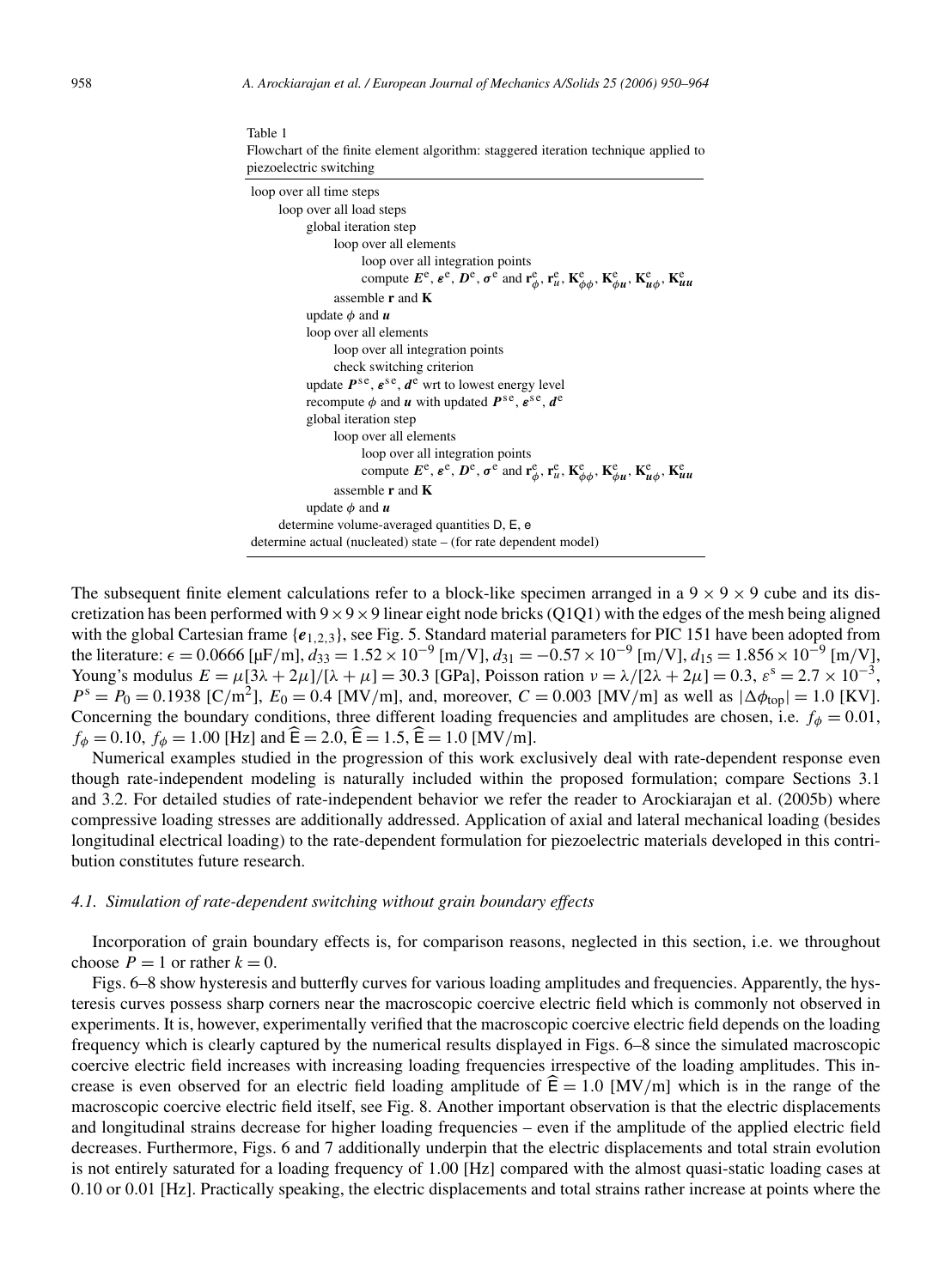Table 1
Flowchart of the finite element algorithm: staggered iteration technique applied to piezoelectric switching

```
loop over all time steps
    loop over all load steps
        global iteration step
            loop over all elements
                loop over all integration points
                    compute E^e, ε^e, D^e, σ^e and r^e_φ, r^e_u, K^e_φφ, K^e_φu, K^e_uφ, K^e_uu
            assemble r and K
        update φ and u
        loop over all elements
            loop over all integration points
            check switching criterion
        update P^se, ε^se, d^e wrt to lowest energy level
        recompute φ and u with updated P^se, ε^se, d^e
        global iteration step
            loop over all elements
                loop over all integration points
                    compute E^e, ε^e, D^e, σ^e and r^e_φ, r^e_u, K^e_φφ, K^e_φu, K^e_uφ, K^e_uu
            assemble r and K
        update φ and u
    determine volume-averaged quantities D, E, e
determine actual (nucleated) state – (for rate dependent model)
```

The subsequent finite element calculations refer to a block-like specimen arranged in a $9 \times 9 \times 9$ cube and its discretization has been performed with $9 \times 9 \times 9$ linear eight node bricks (Q1Q1) with the edges of the mesh being aligned with the global Cartesian frame $\{\boldsymbol{e}_{1,2,3}\}$, see Fig. 5. Standard material parameters for PIC 151 have been adopted from the literature: $\epsilon = 0.0666$ [μF/m], $d_{33} = 1.52 \times 10^{-9}$ [m/V], $d_{31} = -0.57 \times 10^{-9}$ [m/V], $d_{15} = 1.856 \times 10^{-9}$ [m/V], Young's modulus $E = \mu[3\lambda + 2\mu]/[\lambda + \mu] = 30.3$ [GPa], Poisson ration $\nu = \lambda/[2\lambda + 2\mu] = 0.3$, $\varepsilon^s = 2.7 \times 10^{-3}$, $P^s = P_0 = 0.1938$ [C/m$^2$], $E_0 = 0.4$ [MV/m], and, moreover, $C = 0.003$ [MV/m] as well as $|\Delta\phi_{\text{top}}| = 1.0$ [KV]. Concerning the boundary conditions, three different loading frequencies and amplitudes are chosen, i.e. $f_\phi = 0.01$, $f_\phi = 0.10$, $f_\phi = 1.00$ [Hz] and $\widehat{\mathsf{E}} = 2.0$, $\widehat{\mathsf{E}} = 1.5$, $\widehat{\mathsf{E}} = 1.0$ [MV/m].

Numerical examples studied in the progression of this work exclusively deal with rate-dependent response even though rate-independent modeling is naturally included within the proposed formulation; compare Sections 3.1 and 3.2. For detailed studies of rate-independent behavior we refer the reader to Arockiarajan et al. (2005b) where compressive loading stresses are additionally addressed. Application of axial and lateral mechanical loading (besides longitudinal electrical loading) to the rate-dependent formulation for piezoelectric materials developed in this contribution constitutes future research.

### *4.1. Simulation of rate-dependent switching without grain boundary effects*

Incorporation of grain boundary effects is, for comparison reasons, neglected in this section, i.e. we throughout choose $P = 1$ or rather $k = 0$.

Figs. 6–8 show hysteresis and butterfly curves for various loading amplitudes and frequencies. Apparently, the hysteresis curves possess sharp corners near the macroscopic coercive electric field which is commonly not observed in experiments. It is, however, experimentally verified that the macroscopic coercive electric field depends on the loading frequency which is clearly captured by the numerical results displayed in Figs. 6–8 since the simulated macroscopic coercive electric field increases with increasing loading frequencies irrespective of the loading amplitudes. This increase is even observed for an electric field loading amplitude of $\widehat{\mathsf{E}} = 1.0$ [MV/m] which is in the range of the macroscopic coercive electric field itself, see Fig. 8. Another important observation is that the electric displacements and longitudinal strains decrease for higher loading frequencies – even if the amplitude of the applied electric field decreases. Furthermore, Figs. 6 and 7 additionally underpin that the electric displacements and total strain evolution is not entirely saturated for a loading frequency of 1.00 [Hz] compared with the almost quasi-static loading cases at 0.10 or 0.01 [Hz]. Practically speaking, the electric displacements and total strains rather increase at points where the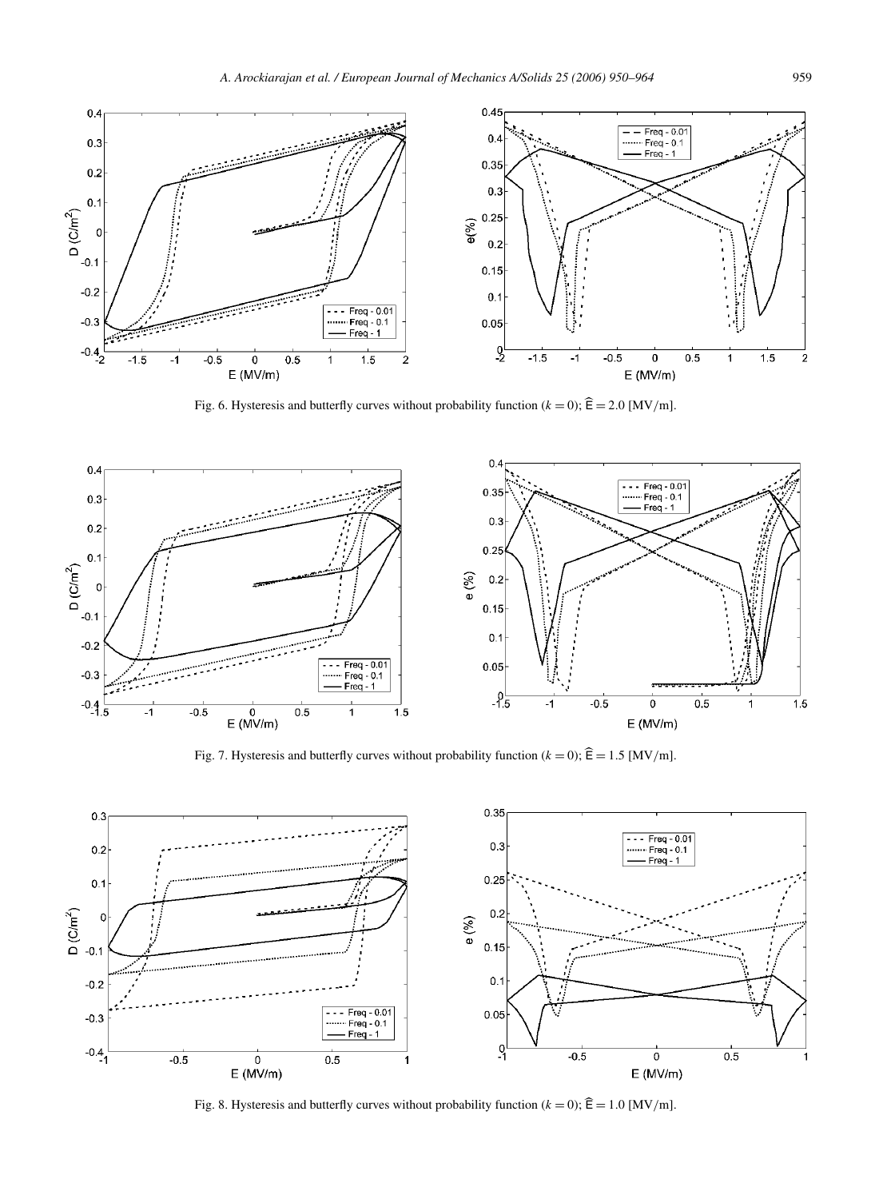Fig. 6. Hysteresis and butterfly curves without probability function ($k = 0$); $\widehat{\mathsf{E}} = 2.0$ [MV/m].

Fig. 7. Hysteresis and butterfly curves without probability function ($k = 0$); $\widehat{\mathsf{E}} = 1.5$ [MV/m].

Fig. 8. Hysteresis and butterfly curves without probability function ($k = 0$); $\widehat{\mathsf{E}} = 1.0$ [MV/m].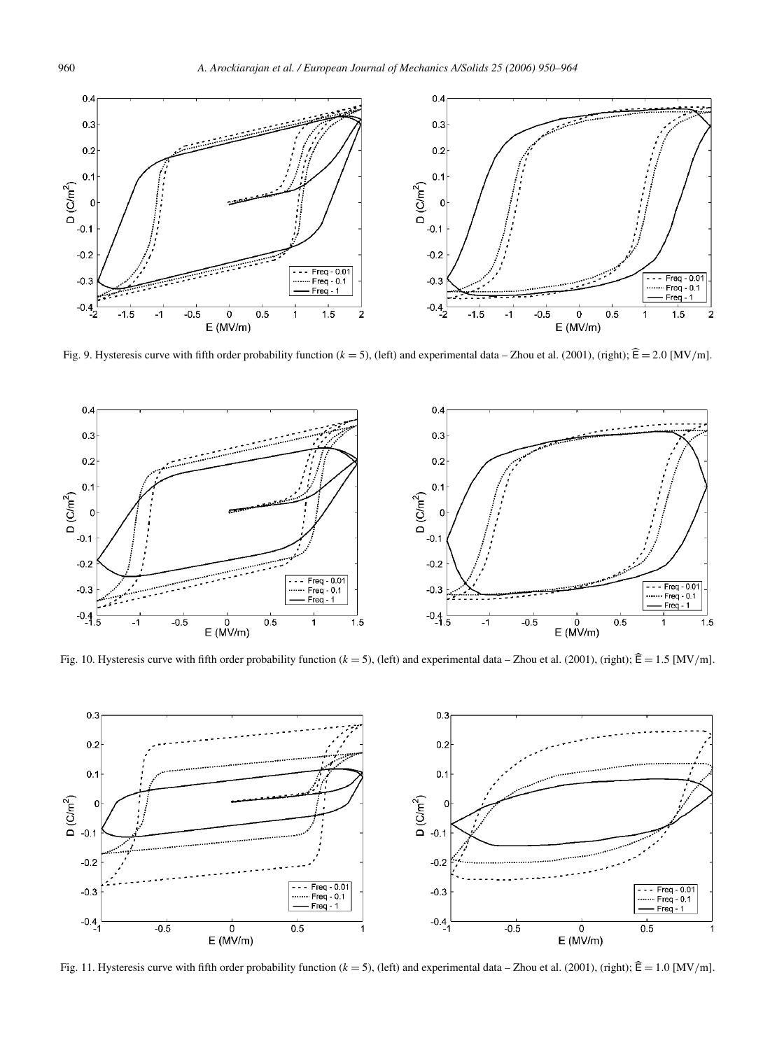Fig. 9. Hysteresis curve with fifth order probability function ($k = 5$), (left) and experimental data – Zhou et al. (2001), (right); $\widehat{E} = 2.0$ [MV/m].

Fig. 10. Hysteresis curve with fifth order probability function ($k = 5$), (left) and experimental data – Zhou et al. (2001), (right); $\widehat{E} = 1.5$ [MV/m].

Fig. 11. Hysteresis curve with fifth order probability function ($k = 5$), (left) and experimental data – Zhou et al. (2001), (right); $\widehat{E} = 1.0$ [MV/m].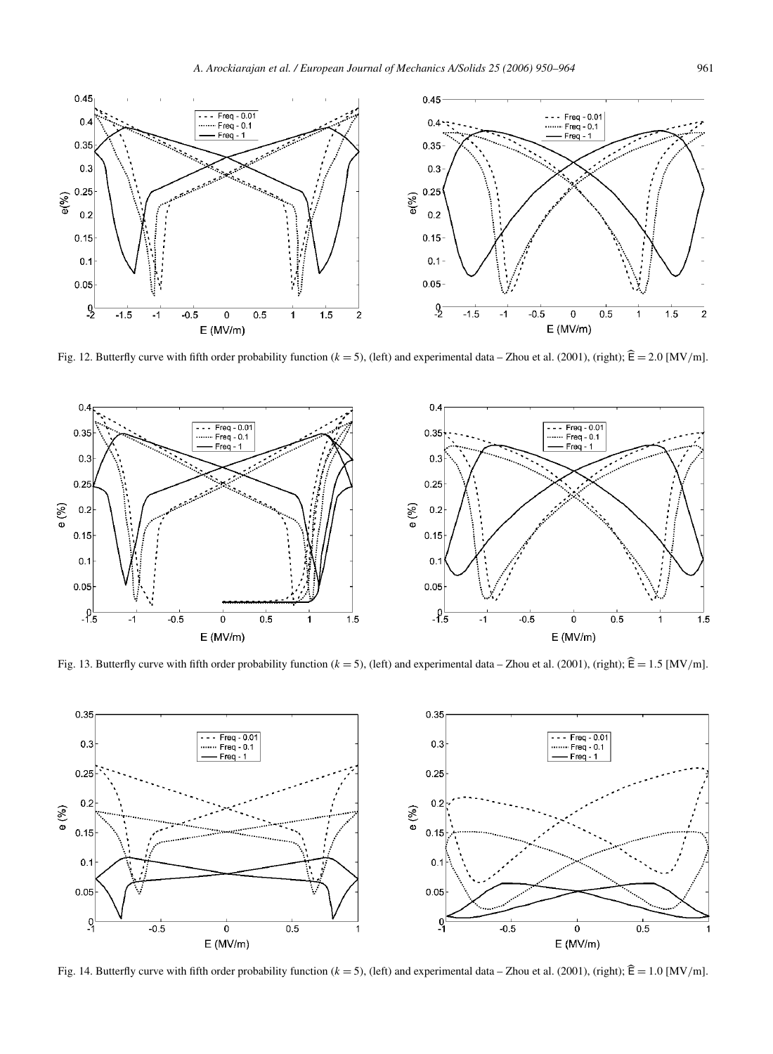Fig. 12. Butterfly curve with fifth order probability function ($k = 5$), (left) and experimental data – Zhou et al. (2001), (right); $\widehat{\mathrm{E}} = 2.0$ [MV/m].

Fig. 13. Butterfly curve with fifth order probability function ($k = 5$), (left) and experimental data – Zhou et al. (2001), (right); $\widehat{\mathrm{E}} = 1.5$ [MV/m].

Fig. 14. Butterfly curve with fifth order probability function ($k = 5$), (left) and experimental data – Zhou et al. (2001), (right); $\widehat{\mathrm{E}} = 1.0$ [MV/m].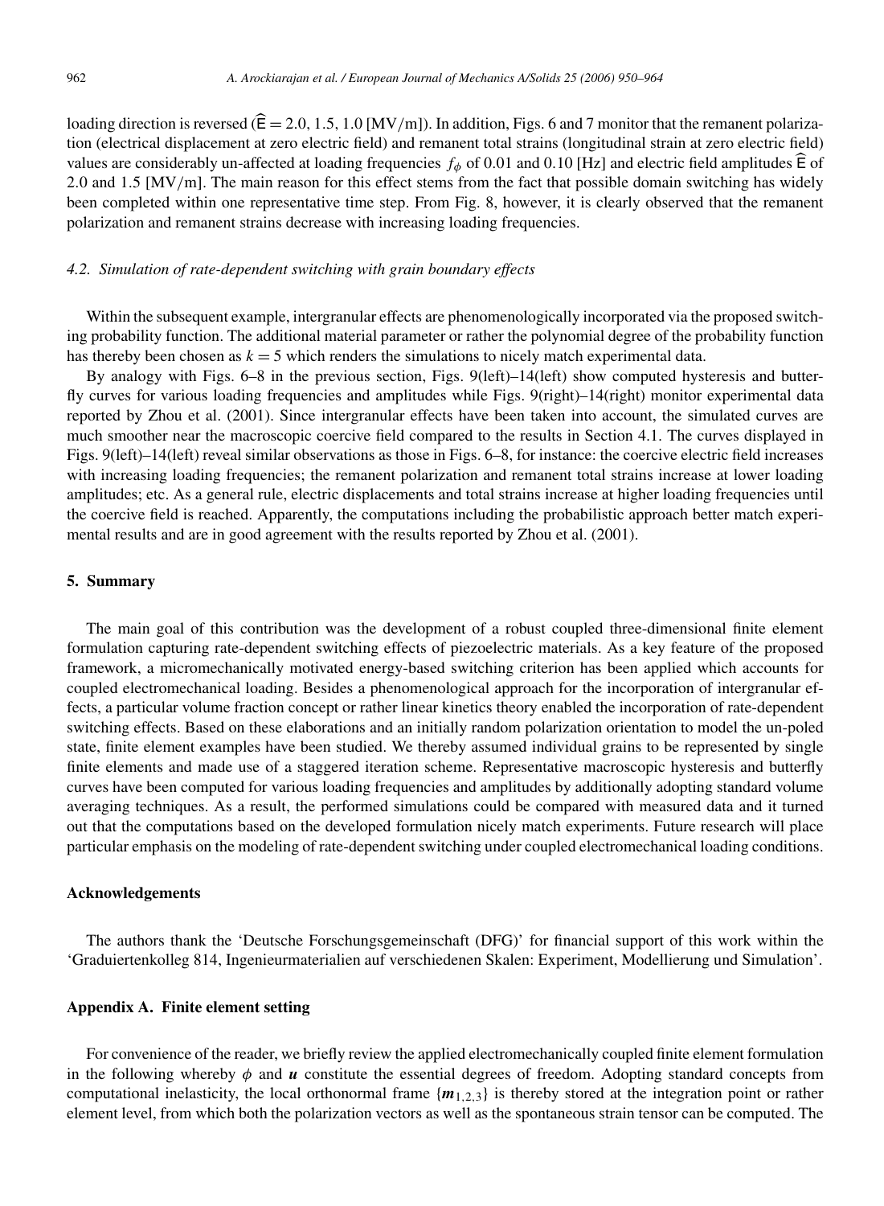loading direction is reversed ($\widehat{\mathsf{E}} = 2.0, 1.5, 1.0$ [MV/m]). In addition, Figs. 6 and 7 monitor that the remanent polarization (electrical displacement at zero electric field) and remanent total strains (longitudinal strain at zero electric field) values are considerably un-affected at loading frequencies $f_\phi$ of 0.01 and 0.10 [Hz] and electric field amplitudes $\widehat{\mathsf{E}}$ of 2.0 and 1.5 [MV/m]. The main reason for this effect stems from the fact that possible domain switching has widely been completed within one representative time step. From Fig. 8, however, it is clearly observed that the remanent polarization and remanent strains decrease with increasing loading frequencies.

### *4.2. Simulation of rate-dependent switching with grain boundary effects*

Within the subsequent example, intergranular effects are phenomenologically incorporated via the proposed switching probability function. The additional material parameter or rather the polynomial degree of the probability function has thereby been chosen as $k = 5$ which renders the simulations to nicely match experimental data.

By analogy with Figs. 6–8 in the previous section, Figs. 9(left)–14(left) show computed hysteresis and butterfly curves for various loading frequencies and amplitudes while Figs. 9(right)–14(right) monitor experimental data reported by Zhou et al. (2001). Since intergranular effects have been taken into account, the simulated curves are much smoother near the macroscopic coercive field compared to the results in Section 4.1. The curves displayed in Figs. 9(left)–14(left) reveal similar observations as those in Figs. 6–8, for instance: the coercive electric field increases with increasing loading frequencies; the remanent polarization and remanent total strains increase at lower loading amplitudes; etc. As a general rule, electric displacements and total strains increase at higher loading frequencies until the coercive field is reached. Apparently, the computations including the probabilistic approach better match experimental results and are in good agreement with the results reported by Zhou et al. (2001).

## 5. Summary

The main goal of this contribution was the development of a robust coupled three-dimensional finite element formulation capturing rate-dependent switching effects of piezoelectric materials. As a key feature of the proposed framework, a micromechanically motivated energy-based switching criterion has been applied which accounts for coupled electromechanical loading. Besides a phenomenological approach for the incorporation of intergranular effects, a particular volume fraction concept or rather linear kinetics theory enabled the incorporation of rate-dependent switching effects. Based on these elaborations and an initially random polarization orientation to model the un-poled state, finite element examples have been studied. We thereby assumed individual grains to be represented by single finite elements and made use of a staggered iteration scheme. Representative macroscopic hysteresis and butterfly curves have been computed for various loading frequencies and amplitudes by additionally adopting standard volume averaging techniques. As a result, the performed simulations could be compared with measured data and it turned out that the computations based on the developed formulation nicely match experiments. Future research will place particular emphasis on the modeling of rate-dependent switching under coupled electromechanical loading conditions.

## Acknowledgements

The authors thank the 'Deutsche Forschungsgemeinschaft (DFG)' for financial support of this work within the 'Graduiertenkolleg 814, Ingenieurmaterialien auf verschiedenen Skalen: Experiment, Modellierung und Simulation'.

## Appendix A. Finite element setting

For convenience of the reader, we briefly review the applied electromechanically coupled finite element formulation in the following whereby $\phi$ and $\boldsymbol{u}$ constitute the essential degrees of freedom. Adopting standard concepts from computational inelasticity, the local orthonormal frame $\{\boldsymbol{m}_{1,2,3}\}$ is thereby stored at the integration point or rather element level, from which both the polarization vectors as well as the spontaneous strain tensor can be computed. The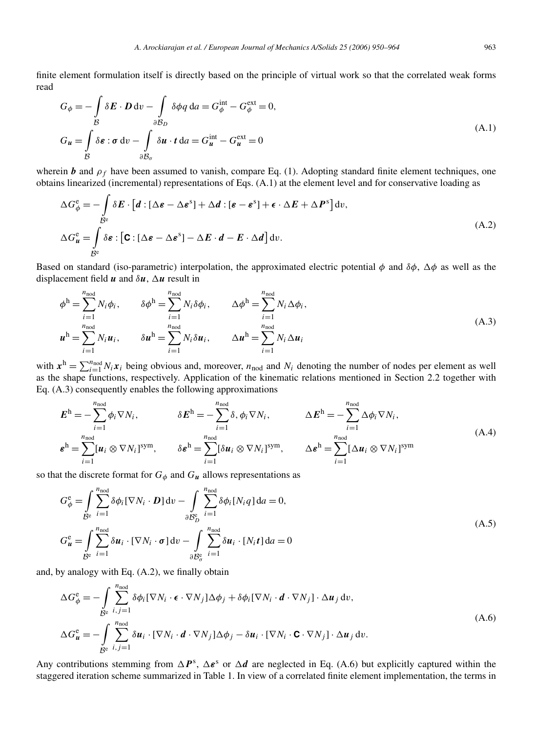finite element formulation itself is directly based on the principle of virtual work so that the correlated weak forms read

$$
\begin{aligned}
G_\phi &= -\int_{\mathcal{B}} \delta \boldsymbol{E} \cdot \boldsymbol{D} \, \mathrm{d}v - \int_{\partial \mathcal{B}_D} \delta \phi q \, \mathrm{d}a = G_\phi^{\mathrm{int}} - G_\phi^{\mathrm{ext}} = 0, \\
G_{\boldsymbol{u}} &= \int_{\mathcal{B}} \delta \boldsymbol{\varepsilon} : \boldsymbol{\sigma} \, \mathrm{d}v - \int_{\partial \mathcal{B}_\sigma} \delta \boldsymbol{u} \cdot \boldsymbol{t} \, \mathrm{d}a = G_{\boldsymbol{u}}^{\mathrm{int}} - G_{\boldsymbol{u}}^{\mathrm{ext}} = 0
\end{aligned}
\tag{A.1}
$$

wherein $\boldsymbol{b}$ and $\rho_f$ have been assumed to vanish, compare Eq. (1). Adopting standard finite element techniques, one obtains linearized (incremental) representations of Eqs. (A.1) at the element level and for conservative loading as

$$
\begin{aligned}
\Delta G_\phi^{\mathrm{e}} &= -\int_{\mathcal{B}^{\mathrm{e}}} \delta \boldsymbol{E} \cdot \left[ \boldsymbol{d} : [\Delta \boldsymbol{\varepsilon} - \Delta \boldsymbol{\varepsilon}^{\mathrm{s}}] + \Delta \boldsymbol{d} : [\boldsymbol{\varepsilon} - \boldsymbol{\varepsilon}^{\mathrm{s}}] + \boldsymbol{\epsilon} \cdot \Delta \boldsymbol{E} + \Delta \boldsymbol{P}^{\mathrm{s}} \right] \mathrm{d}v, \\
\Delta G_{\boldsymbol{u}}^{\mathrm{e}} &= \int_{\mathcal{B}^{\mathrm{e}}} \delta \boldsymbol{\varepsilon} : \left[ \mathsf{C} : [\Delta \boldsymbol{\varepsilon} - \Delta \boldsymbol{\varepsilon}^{\mathrm{s}}] - \Delta \boldsymbol{E} \cdot \boldsymbol{d} - \boldsymbol{E} \cdot \Delta \boldsymbol{d} \right] \mathrm{d}v.
\end{aligned}
\tag{A.2}
$$

Based on standard (iso-parametric) interpolation, the approximated electric potential $\phi$ and $\delta\phi$, $\Delta\phi$ as well as the displacement field $\boldsymbol{u}$ and $\delta \boldsymbol{u}$, $\Delta \boldsymbol{u}$ result in

$$
\begin{aligned}
\phi^{\mathrm{h}} &= \sum_{i=1}^{n_{\mathrm{nod}}} N_i \phi_i, \qquad \delta\phi^{\mathrm{h}} = \sum_{i=1}^{n_{\mathrm{nod}}} N_i \delta\phi_i, \qquad \Delta\phi^{\mathrm{h}} = \sum_{i=1}^{n_{\mathrm{nod}}} N_i \Delta\phi_i, \\
\boldsymbol{u}^{\mathrm{h}} &= \sum_{i=1}^{n_{\mathrm{nod}}} N_i \boldsymbol{u}_i, \qquad \delta\boldsymbol{u}^{\mathrm{h}} = \sum_{i=1}^{n_{\mathrm{nod}}} N_i \delta\boldsymbol{u}_i, \qquad \Delta\boldsymbol{u}^{\mathrm{h}} = \sum_{i=1}^{n_{\mathrm{nod}}} N_i \Delta\boldsymbol{u}_i
\end{aligned}
\tag{A.3}
$$

with $\boldsymbol{x}^{\mathrm{h}} = \sum_{i=1}^{n_{\mathrm{nod}}} N_i \boldsymbol{x}_i$ being obvious and, moreover, $n_{\mathrm{nod}}$ and $N_i$ denoting the number of nodes per element as well as the shape functions, respectively. Application of the kinematic relations mentioned in Section 2.2 together with Eq. (A.3) consequently enables the following approximations

$$
\begin{aligned}
\boldsymbol{E}^{\mathrm{h}} &= -\sum_{i=1}^{n_{\mathrm{nod}}} \phi_i \nabla N_i, \qquad \delta\boldsymbol{E}^{\mathrm{h}} = -\sum_{i=1}^{n_{\mathrm{nod}}} \delta, \phi_i \nabla N_i, \qquad \Delta\boldsymbol{E}^{\mathrm{h}} = -\sum_{i=1}^{n_{\mathrm{nod}}} \Delta\phi_i \nabla N_i, \\
\boldsymbol{\varepsilon}^{\mathrm{h}} &= \sum_{i=1}^{n_{\mathrm{nod}}} [\boldsymbol{u}_i \otimes \nabla N_i]^{\mathrm{sym}}, \qquad \delta\boldsymbol{\varepsilon}^{\mathrm{h}} = \sum_{i=1}^{n_{\mathrm{nod}}} [\delta\boldsymbol{u}_i \otimes \nabla N_i]^{\mathrm{sym}}, \qquad \Delta\boldsymbol{\varepsilon}^{\mathrm{h}} = \sum_{i=1}^{n_{\mathrm{nod}}} [\Delta\boldsymbol{u}_i \otimes \nabla N_i]^{\mathrm{sym}}
\end{aligned}
\tag{A.4}
$$

so that the discrete format for $G_\phi$ and $G_{\boldsymbol{u}}$ allows representations as

$$
\begin{aligned}
G_\phi^{\mathrm{e}} &= \int_{\mathcal{B}^{\mathrm{e}}} \sum_{i=1}^{n_{\mathrm{nod}}} \delta\phi_i [\nabla N_i \cdot \boldsymbol{D}] \, \mathrm{d}v - \int_{\partial \mathcal{B}_D^{\mathrm{e}}} \sum_{i=1}^{n_{\mathrm{nod}}} \delta\phi_i [N_i q] \, \mathrm{d}a = 0, \\
G_{\boldsymbol{u}}^{\mathrm{e}} &= \int_{\mathcal{B}^{\mathrm{e}}} \sum_{i=1}^{n_{\mathrm{nod}}} \delta\boldsymbol{u}_i \cdot [\nabla N_i \cdot \boldsymbol{\sigma}] \, \mathrm{d}v - \int_{\partial \mathcal{B}_\sigma^{\mathrm{e}}} \sum_{i=1}^{n_{\mathrm{nod}}} \delta\boldsymbol{u}_i \cdot [N_i \boldsymbol{t}] \, \mathrm{d}a = 0
\end{aligned}
\tag{A.5}
$$

and, by analogy with Eq. (A.2), we finally obtain

$$
\begin{aligned}
\Delta G_\phi^{\mathrm{e}} &= -\int_{\mathcal{B}^{\mathrm{e}}} \sum_{i,j=1}^{n_{\mathrm{nod}}} \delta\phi_i [\nabla N_i \cdot \boldsymbol{\epsilon} \cdot \nabla N_j] \Delta\phi_j + \delta\phi_i [\nabla N_i \cdot \boldsymbol{d} \cdot \nabla N_j] \cdot \Delta\boldsymbol{u}_j \, \mathrm{d}v, \\
\Delta G_{\boldsymbol{u}}^{\mathrm{e}} &= -\int_{\mathcal{B}^{\mathrm{e}}} \sum_{i,j=1}^{n_{\mathrm{nod}}} \delta\boldsymbol{u}_i \cdot [\nabla N_i \cdot \boldsymbol{d} \cdot \nabla N_j] \Delta\phi_j - \delta\boldsymbol{u}_i \cdot [\nabla N_i \cdot \mathsf{C} \cdot \nabla N_j] \cdot \Delta\boldsymbol{u}_j \, \mathrm{d}v.
\end{aligned}
\tag{A.6}
$$

Any contributions stemming from $\Delta \boldsymbol{P}^{\mathrm{s}}$, $\Delta \boldsymbol{\varepsilon}^{\mathrm{s}}$ or $\Delta \boldsymbol{d}$ are neglected in Eq. (A.6) but explicitly captured within the staggered iteration scheme summarized in Table 1. In view of a correlated finite element implementation, the terms in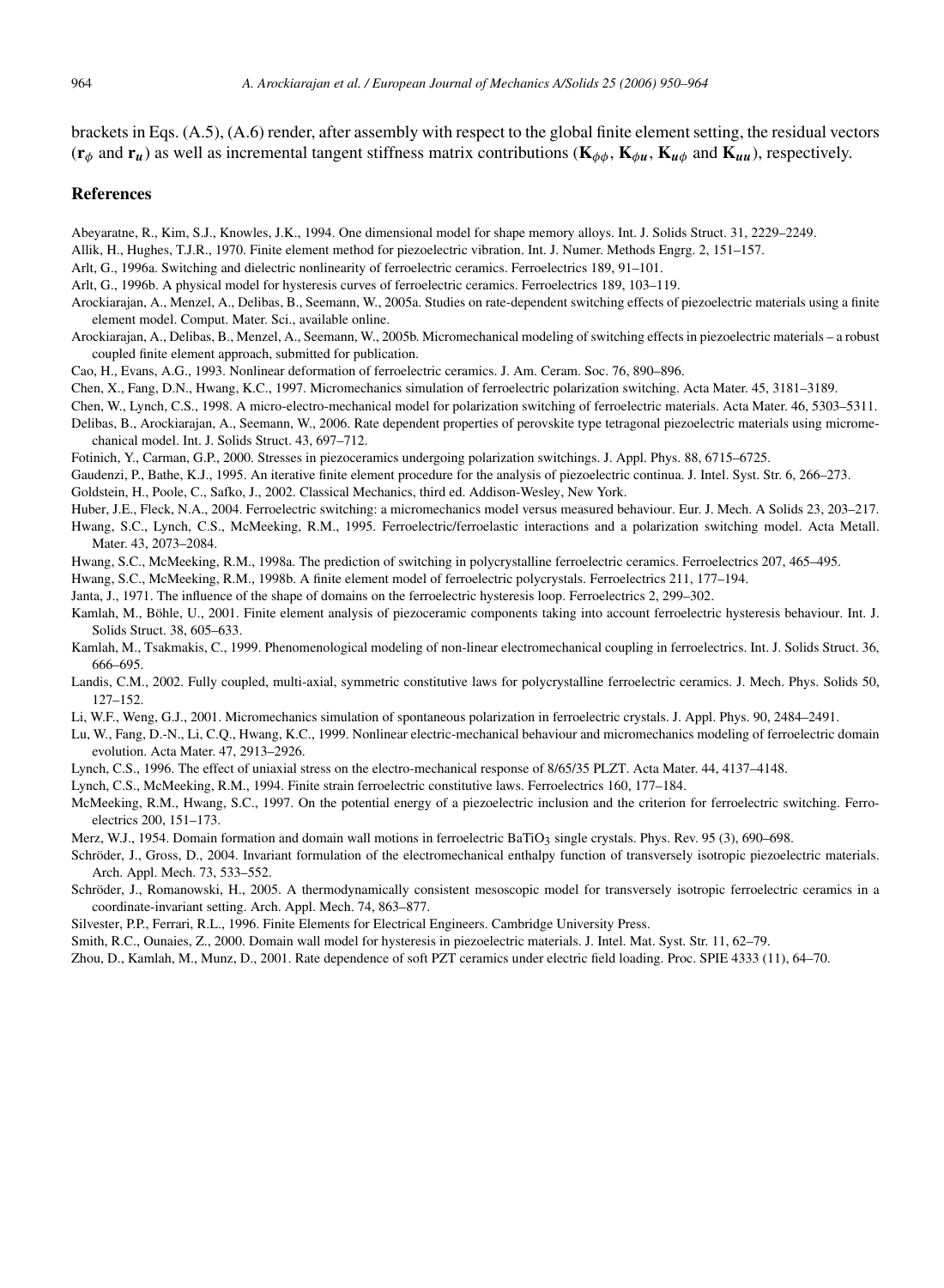brackets in Eqs. (A.5), (A.6) render, after assembly with respect to the global finite element setting, the residual vectors ($\mathbf{r}_\phi$ and $\mathbf{r}_{\boldsymbol{u}}$) as well as incremental tangent stiffness matrix contributions ($\mathbf{K}_{\phi\phi}$, $\mathbf{K}_{\phi\boldsymbol{u}}$, $\mathbf{K}_{\boldsymbol{u}\phi}$ and $\mathbf{K}_{\boldsymbol{u}\boldsymbol{u}}$), respectively.

## References

Abeyaratne, R., Kim, S.J., Knowles, J.K., 1994. One dimensional model for shape memory alloys. Int. J. Solids Struct. 31, 2229–2249.

Allik, H., Hughes, T.J.R., 1970. Finite element method for piezoelectric vibration. Int. J. Numer. Methods Engrg. 2, 151–157.

Arlt, G., 1996a. Switching and dielectric nonlinearity of ferroelectric ceramics. Ferroelectrics 189, 91–101.

Arlt, G., 1996b. A physical model for hysteresis curves of ferroelectric ceramics. Ferroelectrics 189, 103–119.

Arockiarajan, A., Menzel, A., Delibas, B., Seemann, W., 2005a. Studies on rate-dependent switching effects of piezoelectric materials using a finite element model. Comput. Mater. Sci., available online.

Arockiarajan, A., Delibas, B., Menzel, A., Seemann, W., 2005b. Micromechanical modeling of switching effects in piezoelectric materials – a robust coupled finite element approach, submitted for publication.

Cao, H., Evans, A.G., 1993. Nonlinear deformation of ferroelectric ceramics. J. Am. Ceram. Soc. 76, 890–896.

Chen, X., Fang, D.N., Hwang, K.C., 1997. Micromechanics simulation of ferroelectric polarization switching. Acta Mater. 45, 3181–3189.

Chen, W., Lynch, C.S., 1998. A micro-electro-mechanical model for polarization switching of ferroelectric materials. Acta Mater. 46, 5303–5311.

Delibas, B., Arockiarajan, A., Seemann, W., 2006. Rate dependent properties of perovskite type tetragonal piezoelectric materials using micromechanical model. Int. J. Solids Struct. 43, 697–712.

Fotinich, Y., Carman, G.P., 2000. Stresses in piezoceramics undergoing polarization switchings. J. Appl. Phys. 88, 6715–6725.

Gaudenzi, P., Bathe, K.J., 1995. An iterative finite element procedure for the analysis of piezoelectric continua. J. Intel. Syst. Str. 6, 266–273.

Goldstein, H., Poole, C., Safko, J., 2002. Classical Mechanics, third ed. Addison-Wesley, New York.

Huber, J.E., Fleck, N.A., 2004. Ferroelectric switching: a micromechanics model versus measured behaviour. Eur. J. Mech. A Solids 23, 203–217.

Hwang, S.C., Lynch, C.S., McMeeking, R.M., 1995. Ferroelectric/ferroelastic interactions and a polarization switching model. Acta Metall. Mater. 43, 2073–2084.

Hwang, S.C., McMeeking, R.M., 1998a. The prediction of switching in polycrystalline ferroelectric ceramics. Ferroelectrics 207, 465–495.

Hwang, S.C., McMeeking, R.M., 1998b. A finite element model of ferroelectric polycrystals. Ferroelectrics 211, 177–194.

Janta, J., 1971. The influence of the shape of domains on the ferroelectric hysteresis loop. Ferroelectrics 2, 299–302.

Kamlah, M., Böhle, U., 2001. Finite element analysis of piezoceramic components taking into account ferroelectric hysteresis behaviour. Int. J. Solids Struct. 38, 605–633.

Kamlah, M., Tsakmakis, C., 1999. Phenomenological modeling of non-linear electromechanical coupling in ferroelectrics. Int. J. Solids Struct. 36, 666–695.

Landis, C.M., 2002. Fully coupled, multi-axial, symmetric constitutive laws for polycrystalline ferroelectric ceramics. J. Mech. Phys. Solids 50, 127–152.

Li, W.F., Weng, G.J., 2001. Micromechanics simulation of spontaneous polarization in ferroelectric crystals. J. Appl. Phys. 90, 2484–2491.

Lu, W., Fang, D.-N., Li, C.Q., Hwang, K.C., 1999. Nonlinear electric-mechanical behaviour and micromechanics modeling of ferroelectric domain evolution. Acta Mater. 47, 2913–2926.

Lynch, C.S., 1996. The effect of uniaxial stress on the electro-mechanical response of 8/65/35 PLZT. Acta Mater. 44, 4137–4148.

Lynch, C.S., McMeeking, R.M., 1994. Finite strain ferroelectric constitutive laws. Ferroelectrics 160, 177–184.

McMeeking, R.M., Hwang, S.C., 1997. On the potential energy of a piezoelectric inclusion and the criterion for ferroelectric switching. Ferroelectrics 200, 151–173.

Merz, W.J., 1954. Domain formation and domain wall motions in ferroelectric $BaTiO_3$ single crystals. Phys. Rev. 95 (3), 690–698.

Schröder, J., Gross, D., 2004. Invariant formulation of the electromechanical enthalpy function of transversely isotropic piezoelectric materials. Arch. Appl. Mech. 73, 533–552.

Schröder, J., Romanowski, H., 2005. A thermodynamically consistent mesoscopic model for transversely isotropic ferroelectric ceramics in a coordinate-invariant setting. Arch. Appl. Mech. 74, 863–877.

Silvester, P.P., Ferrari, R.L., 1996. Finite Elements for Electrical Engineers. Cambridge University Press.

Smith, R.C., Ounaies, Z., 2000. Domain wall model for hysteresis in piezoelectric materials. J. Intel. Mat. Syst. Str. 11, 62–79.

Zhou, D., Kamlah, M., Munz, D., 2001. Rate dependence of soft PZT ceramics under electric field loading. Proc. SPIE 4333 (11), 64–70.